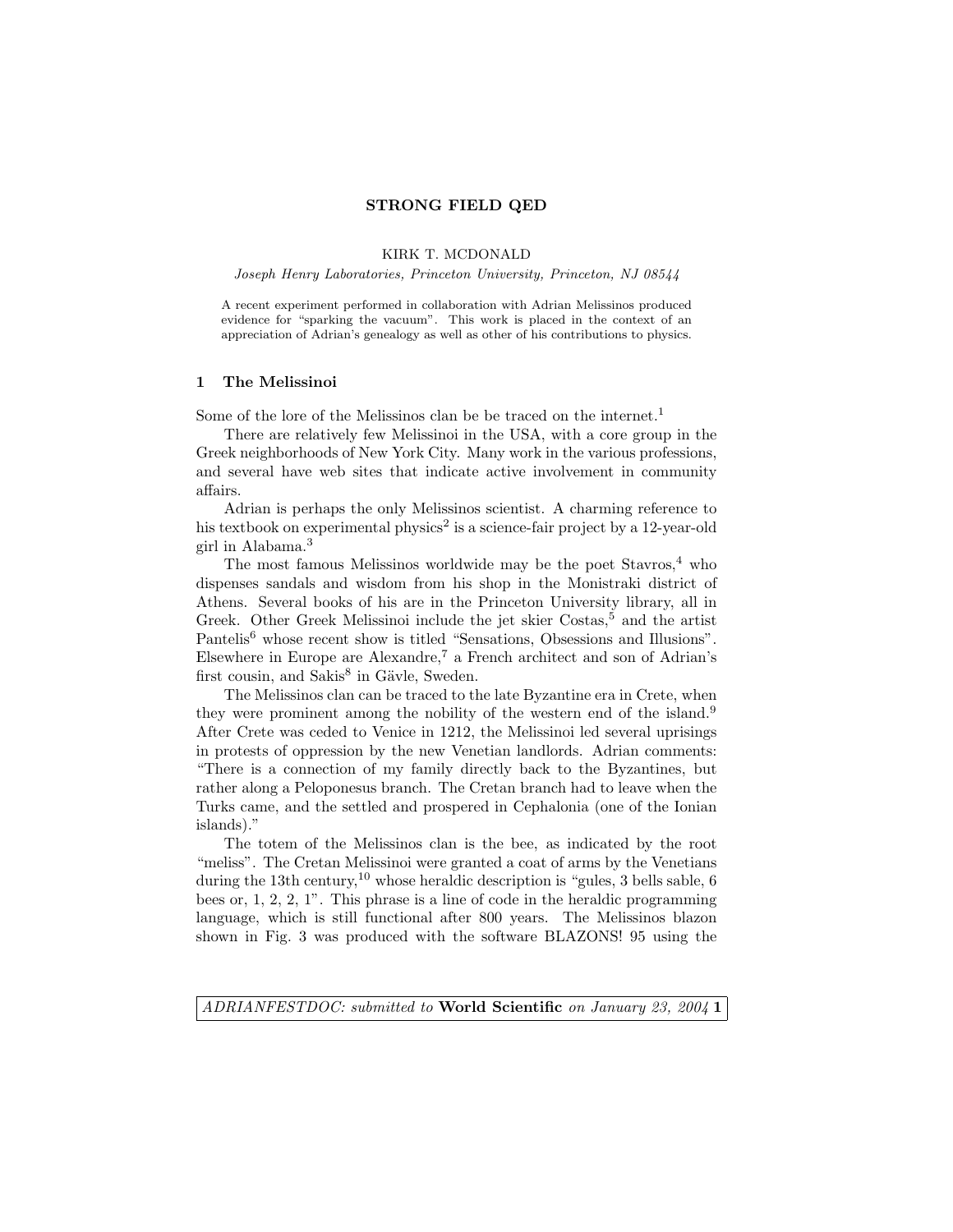# STRONG FIELD QED

KIRK T. MCDONALD

*Joseph Henry Laboratories, Princeton University, Princeton, NJ 08544*

A recent experiment performed in collaboration with Adrian Melissinos produced evidence for "sparking the vacuum". This work is placed in the context of an appreciation of Adrian's genealogy as well as other of his contributions to physics.

## 1 The Melissinoi

Some of the lore of the Melissinos clan be be traced on the internet.[1]

There are relatively few Melissinoi in the USA, with a core group in the Greek neighborhoods of New York City. Many work in the various professions, and several have web sites that indicate active involvement in community affairs.

Adrian is perhaps the only Melissinos scientist. A charming reference to his textbook on experimental physics[2] is a science-fair project by a 12-year-old girl in Alabama.[3]

The most famous Melissinos worldwide may be the poet Stavros,[4] who dispenses sandals and wisdom from his shop in the Monistraki district of Athens. Several books of his are in the Princeton University library, all in Greek. Other Greek Melissinoi include the jet skier Costas,[5] and the artist Pantelis[6] whose recent show is titled "Sensations, Obsessions and Illusions". Elsewhere in Europe are Alexandre,[7] a French architect and son of Adrian's first cousin, and Sakis[8] in Gävle, Sweden.

The Melissinos clan can be traced to the late Byzantine era in Crete, when they were prominent among the nobility of the western end of the island.[9] After Crete was ceded to Venice in 1212, the Melissinoi led several uprisings in protests of oppression by the new Venetian landlords. Adrian comments: "There is a connection of my family directly back to the Byzantines, but rather along a Peloponesus branch. The Cretan branch had to leave when the Turks came, and the settled and prospered in Cephalonia (one of the Ionian islands)."

The totem of the Melissinos clan is the bee, as indicated by the root "meliss". The Cretan Melissinoi were granted a coat of arms by the Venetians during the 13th century,[10] whose heraldic description is "gules, 3 bells sable, 6 bees or, 1, 2, 2, 1". This phrase is a line of code in the heraldic programming language, which is still functional after 800 years. The Melissinos blazon shown in Fig. 3 was produced with the software BLAZONS! 95 using the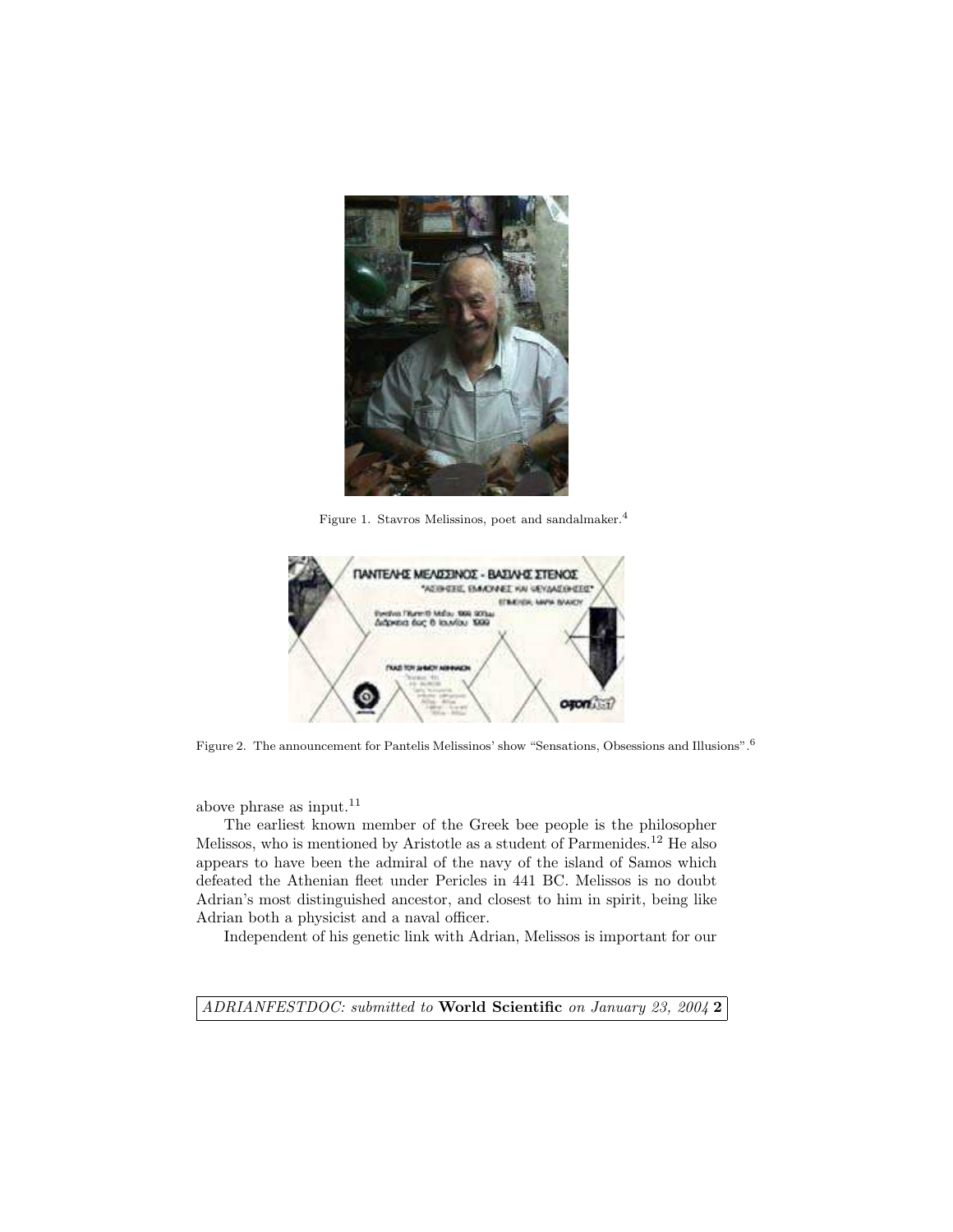Figure 1. Stavros Melissinos, poet and sandalmaker.[4]

Figure 2. The announcement for Pantelis Melissinos' show "Sensations, Obsessions and Illusions".[6]

above phrase as input.[11]

The earliest known member of the Greek bee people is the philosopher Melissos, who is mentioned by Aristotle as a student of Parmenides.[12] He also appears to have been the admiral of the navy of the island of Samos which defeated the Athenian fleet under Pericles in 441 BC. Melissos is no doubt Adrian's most distinguished ancestor, and closest to him in spirit, being like Adrian both a physicist and a naval officer.

Independent of his genetic link with Adrian, Melissos is important for our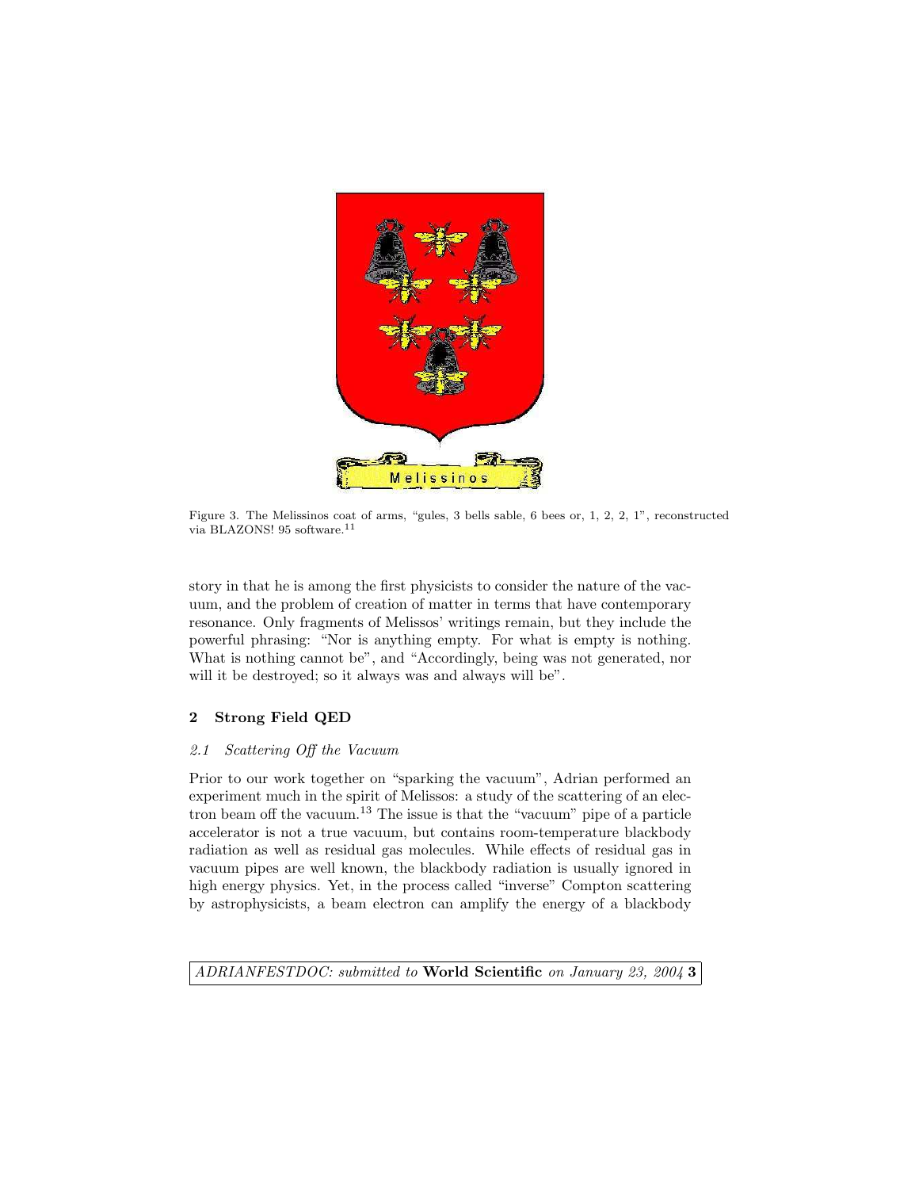Figure 3. The Melissinos coat of arms, "gules, 3 bells sable, 6 bees or, 1, 2, 2, 1", reconstructed via BLAZONS! 95 software.[11]

story in that he is among the first physicists to consider the nature of the vacuum, and the problem of creation of matter in terms that have contemporary resonance. Only fragments of Melissos' writings remain, but they include the powerful phrasing: "Nor is anything empty. For what is empty is nothing. What is nothing cannot be", and "Accordingly, being was not generated, nor will it be destroyed; so it always was and always will be".

## 2 Strong Field QED

### *2.1 Scattering Off the Vacuum*

Prior to our work together on "sparking the vacuum", Adrian performed an experiment much in the spirit of Melissos: a study of the scattering of an electron beam off the vacuum.[13] The issue is that the "vacuum" pipe of a particle accelerator is not a true vacuum, but contains room-temperature blackbody radiation as well as residual gas molecules. While effects of residual gas in vacuum pipes are well known, the blackbody radiation is usually ignored in high energy physics. Yet, in the process called "inverse" Compton scattering by astrophysicists, a beam electron can amplify the energy of a blackbody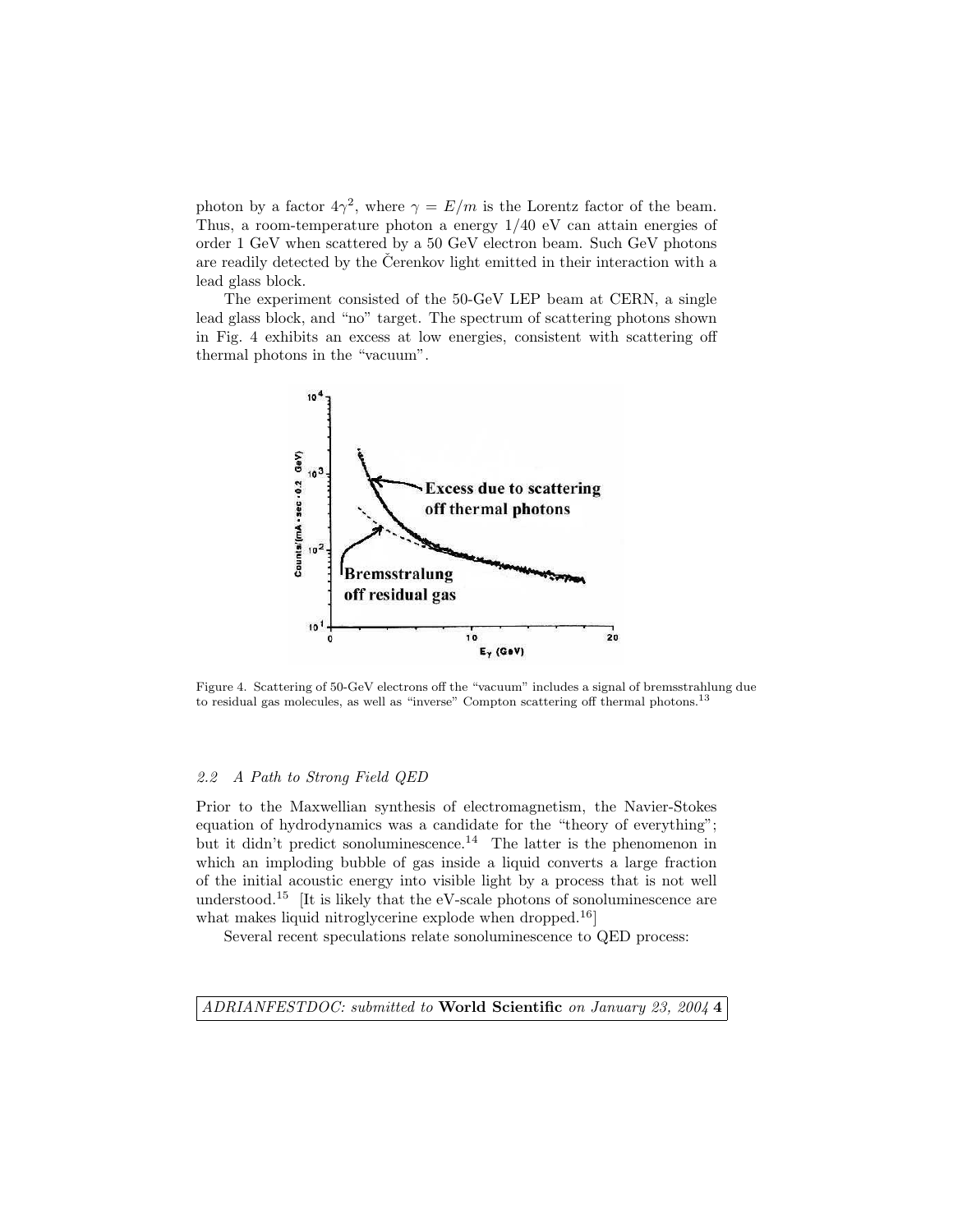photon by a factor $4\gamma^2$, where $\gamma = E/m$ is the Lorentz factor of the beam. Thus, a room-temperature photon a energy 1/40 eV can attain energies of order 1 GeV when scattered by a 50 GeV electron beam. Such GeV photons are readily detected by the Čerenkov light emitted in their interaction with a lead glass block.

The experiment consisted of the 50-GeV LEP beam at CERN, a single lead glass block, and "no" target. The spectrum of scattering photons shown in Fig. 4 exhibits an excess at low energies, consistent with scattering off thermal photons in the "vacuum".

Figure 4. Scattering of 50-GeV electrons off the "vacuum" includes a signal of bremsstrahlung due to residual gas molecules, as well as "inverse" Compton scattering off thermal photons.[13]

### 2.2 A Path to Strong Field QED

Prior to the Maxwellian synthesis of electromagnetism, the Navier-Stokes equation of hydrodynamics was a candidate for the "theory of everything"; but it didn't predict sonoluminescence.[14] The latter is the phenomenon in which an imploding bubble of gas inside a liquid converts a large fraction of the initial acoustic energy into visible light by a process that is not well understood.[15] [It is likely that the eV-scale photons of sonoluminescence are what makes liquid nitroglycerine explode when dropped.[16]]

Several recent speculations relate sonoluminescence to QED process: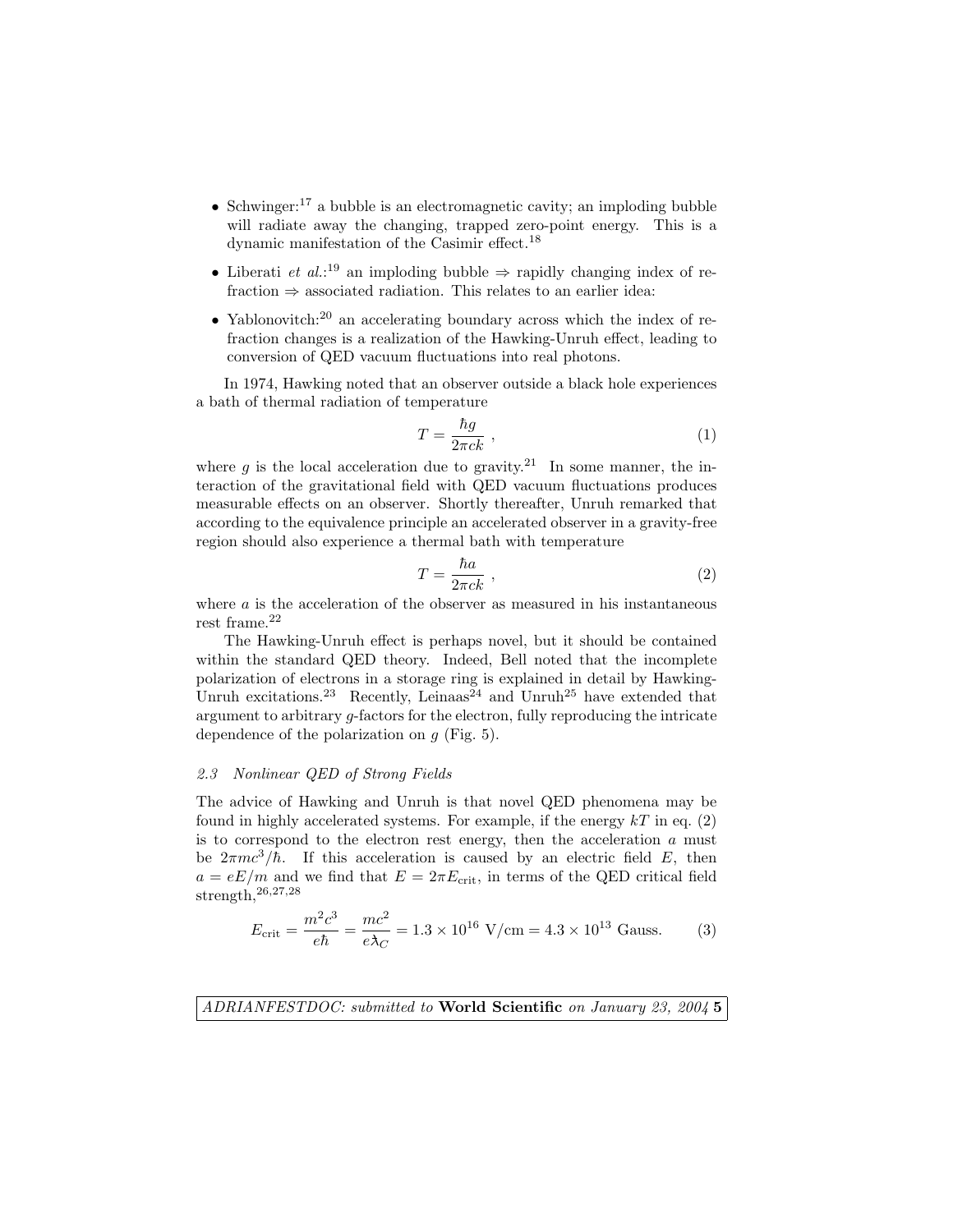- Schwinger:[17] a bubble is an electromagnetic cavity; an imploding bubble will radiate away the changing, trapped zero-point energy. This is a dynamic manifestation of the Casimir effect.[18]
- Liberati *et al.*:[19] an imploding bubble ⇒ rapidly changing index of refraction ⇒ associated radiation. This relates to an earlier idea:
- Yablonovitch:[20] an accelerating boundary across which the index of refraction changes is a realization of the Hawking-Unruh effect, leading to conversion of QED vacuum fluctuations into real photons.

In 1974, Hawking noted that an observer outside a black hole experiences a bath of thermal radiation of temperature

$$T = \frac{\hbar g}{2\pi c k} \ , \tag{1}$$

where $g$ is the local acceleration due to gravity.[21] In some manner, the interaction of the gravitational field with QED vacuum fluctuations produces measurable effects on an observer. Shortly thereafter, Unruh remarked that according to the equivalence principle an accelerated observer in a gravity-free region should also experience a thermal bath with temperature

$$T = \frac{\hbar a}{2\pi c k} \ , \tag{2}$$

where $a$ is the acceleration of the observer as measured in his instantaneous rest frame.[22]

The Hawking-Unruh effect is perhaps novel, but it should be contained within the standard QED theory. Indeed, Bell noted that the incomplete polarization of electrons in a storage ring is explained in detail by Hawking-Unruh excitations.[23] Recently, Leinaas[24] and Unruh[25] have extended that argument to arbitrary $g$-factors for the electron, fully reproducing the intricate dependence of the polarization on $g$ (Fig. 5).

### *2.3 Nonlinear QED of Strong Fields*

The advice of Hawking and Unruh is that novel QED phenomena may be found in highly accelerated systems. For example, if the energy $kT$ in eq. (2) is to correspond to the electron rest energy, then the acceleration $a$ must be $2\pi mc^3/\hbar$. If this acceleration is caused by an electric field $E$, then $a = eE/m$ and we find that $E = 2\pi E_{\rm crit}$, in terms of the QED critical field strength,[26,27,28]

$$E_{\rm crit} = \frac{m^2c^3}{e\hbar} = \frac{mc^2}{e\lambda\!\!\!^{-}_C} = 1.3 \times 10^{16}\ \text{V/cm} = 4.3 \times 10^{13}\ \text{Gauss}. \tag{3}$$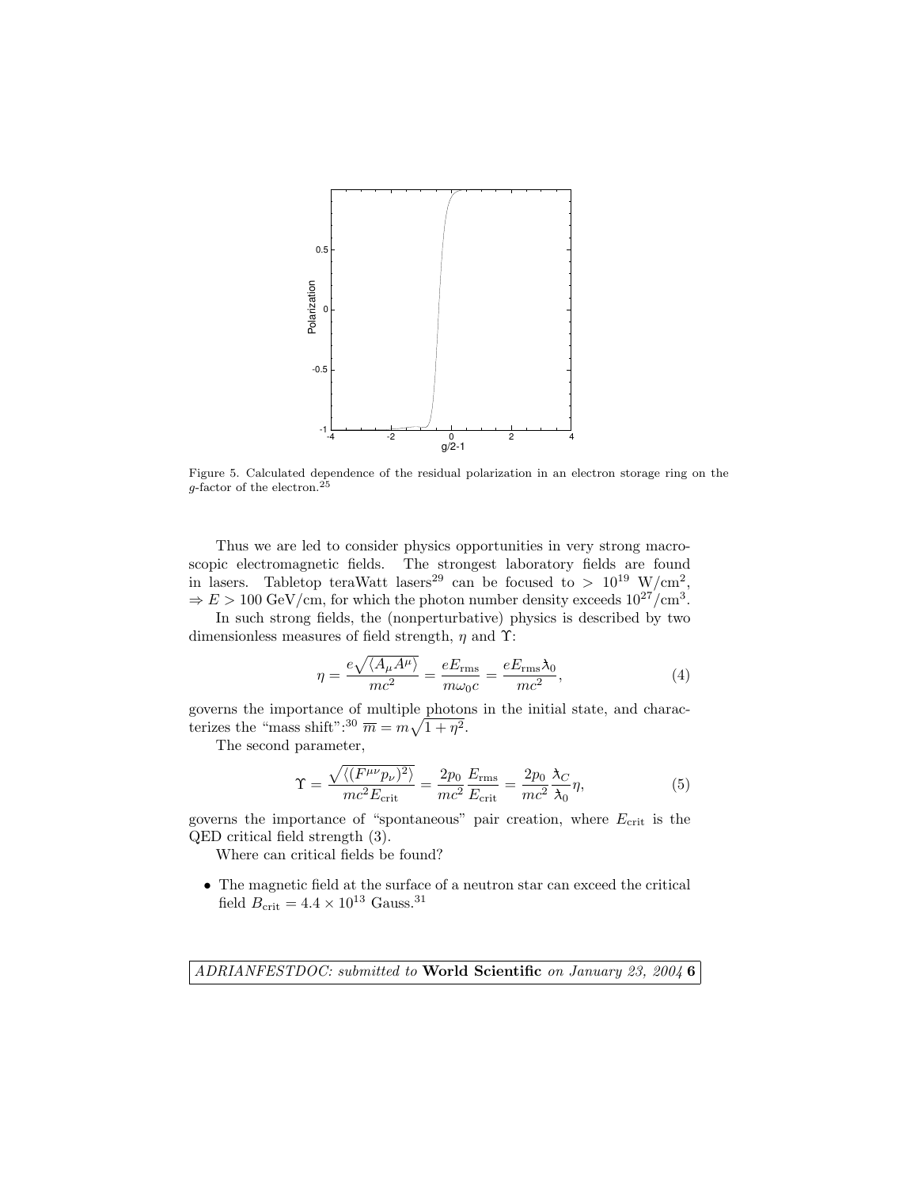Figure 5. Calculated dependence of the residual polarization in an electron storage ring on the $g$-factor of the electron.[25]

Thus we are led to consider physics opportunities in very strong macroscopic electromagnetic fields. The strongest laboratory fields are found in lasers. Tabletop teraWatt lasers[29] can be focused to $> 10^{19}$ W/cm$^2$, $\Rightarrow E > 100$ GeV/cm, for which the photon number density exceeds $10^{27}$/cm$^3$.

In such strong fields, the (nonperturbative) physics is described by two dimensionless measures of field strength, $\eta$ and $\Upsilon$:

$$\eta = \frac{e\sqrt{\langle A_\mu A^\mu \rangle}}{mc^2} = \frac{eE_{\rm rms}}{m\omega_0 c} = \frac{eE_{\rm rms}\lambda\!\!\!^{-}_0}{mc^2}, \tag{4}$$

governs the importance of multiple photons in the initial state, and characterizes the "mass shift":[30] $\overline{m} = m\sqrt{1+\eta^2}$.

The second parameter,

$$\Upsilon = \frac{\sqrt{\langle (F^{\mu\nu}p_\nu)^2 \rangle}}{mc^2 E_{\rm crit}} = \frac{2p_0}{mc^2}\frac{E_{\rm rms}}{E_{\rm crit}} = \frac{2p_0}{mc^2}\frac{\lambda\!\!\!^{-}_C}{\lambda\!\!\!^{-}_0}\eta, \tag{5}$$

governs the importance of "spontaneous" pair creation, where $E_{\rm crit}$ is the QED critical field strength (3).

Where can critical fields be found?

- The magnetic field at the surface of a neutron star can exceed the critical field $B_{\rm crit} = 4.4 \times 10^{13}$ Gauss.[31]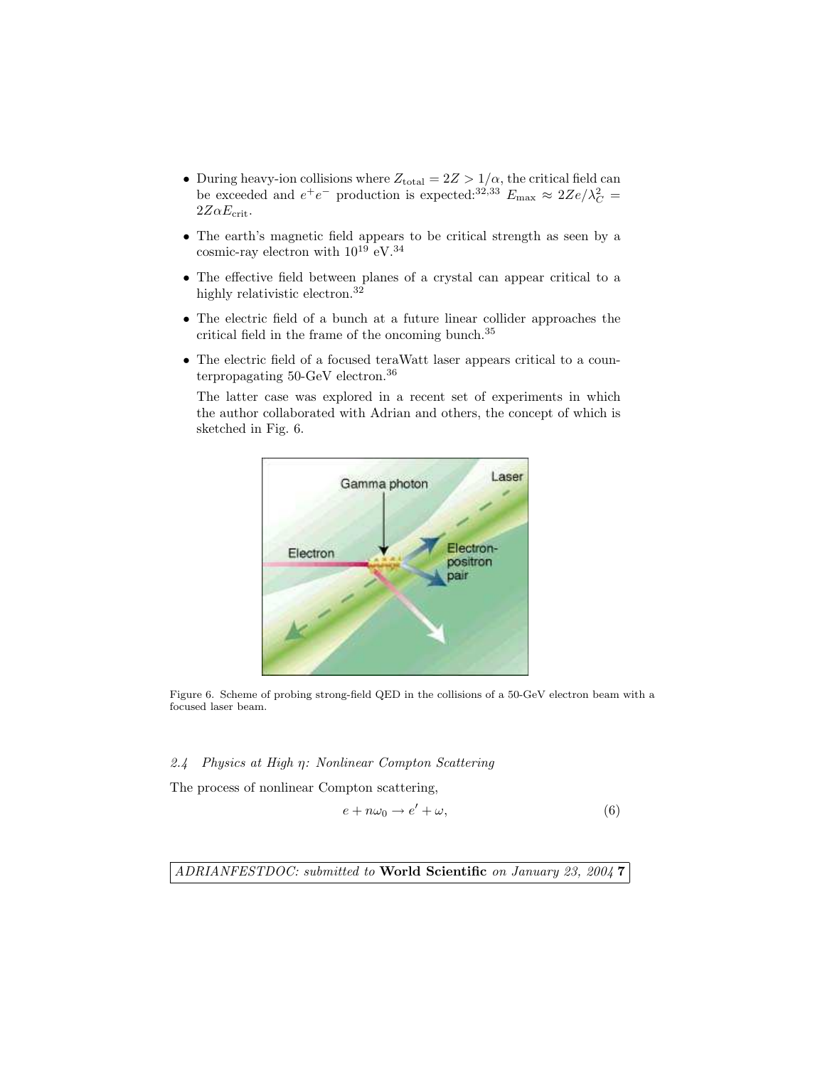- During heavy-ion collisions where $Z_{\text{total}} = 2Z > 1/\alpha$, the critical field can be exceeded and $e^+e^-$ production is expected:[32,33] $E_{\text{max}} \approx 2Ze/\lambda_C^2 = 2Z\alpha E_{\text{crit}}$.

- The earth's magnetic field appears to be critical strength as seen by a cosmic-ray electron with $10^{19}$ eV.[34]

- The effective field between planes of a crystal can appear critical to a highly relativistic electron.[32]

- The electric field of a bunch at a future linear collider approaches the critical field in the frame of the oncoming bunch.[35]

- The electric field of a focused teraWatt laser appears critical to a counterpropagating 50-GeV electron.[36]

  The latter case was explored in a recent set of experiments in which the author collaborated with Adrian and others, the concept of which is sketched in Fig. 6.

Figure 6. Scheme of probing strong-field QED in the collisions of a 50-GeV electron beam with a focused laser beam.

### *2.4 Physics at High $\eta$: Nonlinear Compton Scattering*

The process of nonlinear Compton scattering,

$$e + n\omega_0 \rightarrow e' + \omega, \tag{6}$$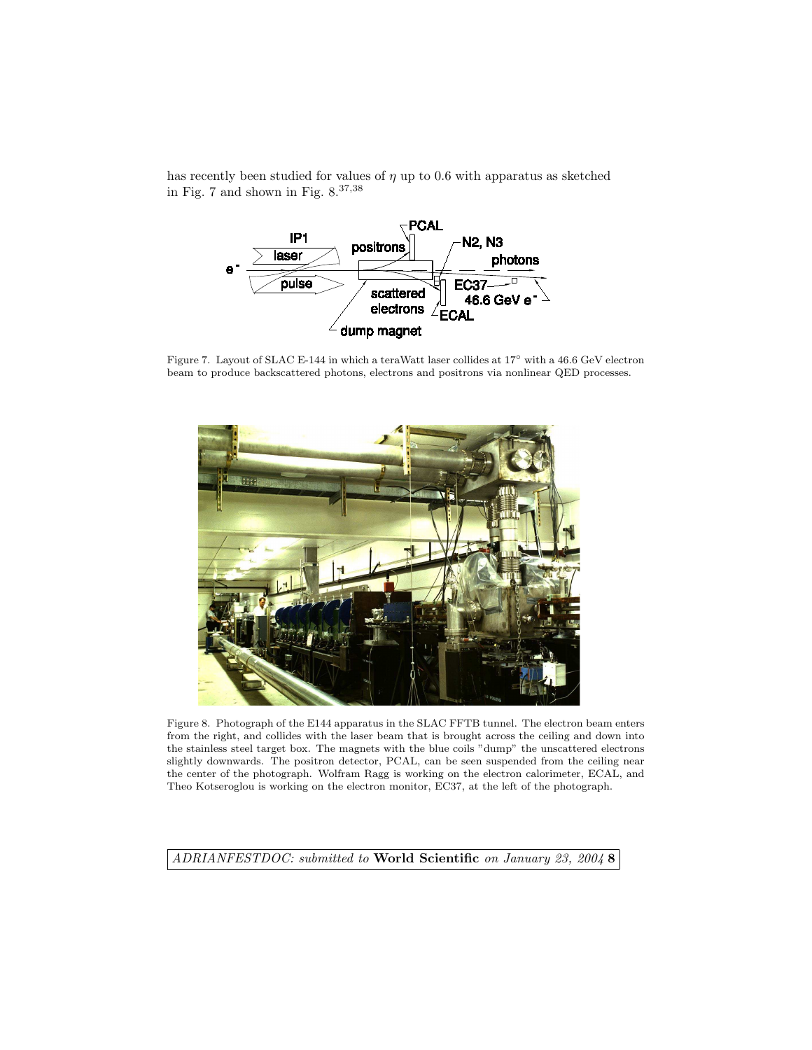has recently been studied for values of $\eta$ up to 0.6 with apparatus as sketched in Fig. 7 and shown in Fig. 8.[37,38]

Figure 7. Layout of SLAC E-144 in which a teraWatt laser collides at 17° with a 46.6 GeV electron beam to produce backscattered photons, electrons and positrons via nonlinear QED processes.

Figure 8. Photograph of the E144 apparatus in the SLAC FFTB tunnel. The electron beam enters from the right, and collides with the laser beam that is brought across the ceiling and down into the stainless steel target box. The magnets with the blue coils "dump" the unscattered electrons slightly downwards. The positron detector, PCAL, can be seen suspended from the ceiling near the center of the photograph. Wolfram Ragg is working on the electron calorimeter, ECAL, and Theo Kotseroglou is working on the electron monitor, EC37, at the left of the photograph.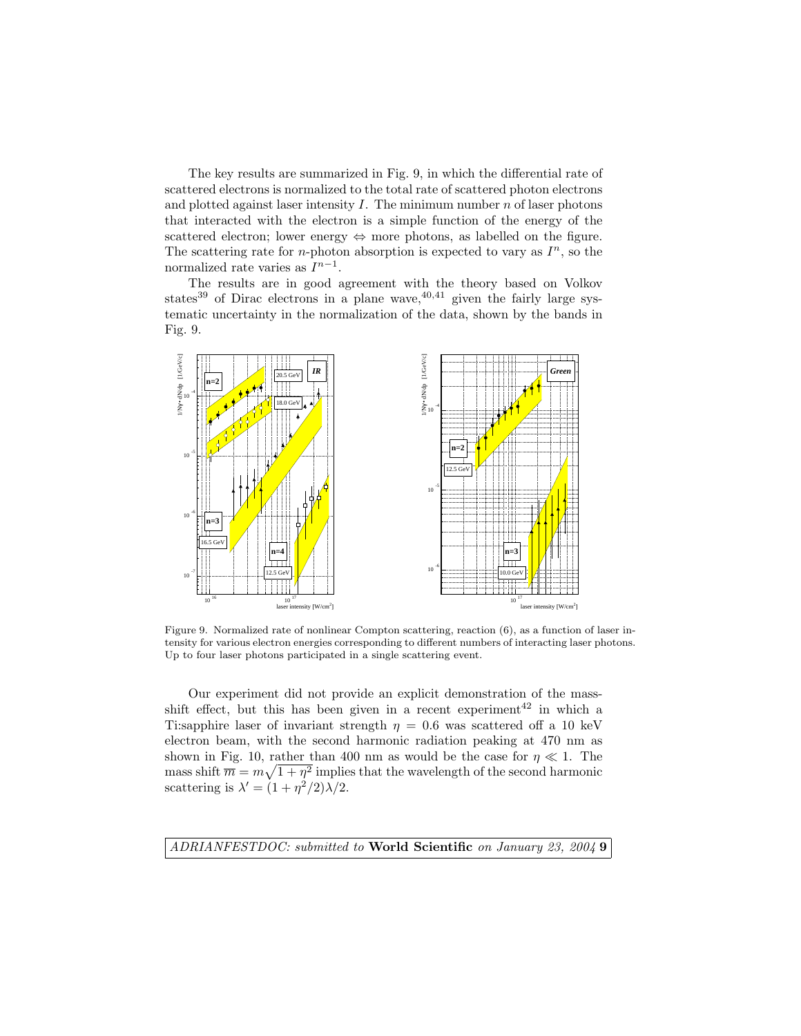The key results are summarized in Fig. 9, in which the differential rate of scattered electrons is normalized to the total rate of scattered photon electrons and plotted against laser intensity $I$. The minimum number $n$ of laser photons that interacted with the electron is a simple function of the energy of the scattered electron; lower energy $\Leftrightarrow$ more photons, as labelled on the figure. The scattering rate for $n$-photon absorption is expected to vary as $I^n$, so the normalized rate varies as $I^{n-1}$.

The results are in good agreement with the theory based on Volkov states[39] of Dirac electrons in a plane wave,[40,41] given the fairly large systematic uncertainty in the normalization of the data, shown by the bands in Fig. 9.

Figure 9. Normalized rate of nonlinear Compton scattering, reaction (6), as a function of laser intensity for various electron energies corresponding to different numbers of interacting laser photons. Up to four laser photons participated in a single scattering event.

Our experiment did not provide an explicit demonstration of the mass-shift effect, but this has been given in a recent experiment[42] in which a Ti:sapphire laser of invariant strength $\eta = 0.6$ was scattered off a 10 keV electron beam, with the second harmonic radiation peaking at 470 nm as shown in Fig. 10, rather than 400 nm as would be the case for $\eta \ll 1$. The mass shift $\overline{m} = m\sqrt{1+\eta^2}$ implies that the wavelength of the second harmonic scattering is $\lambda' = (1 + \eta^2/2)\lambda/2$.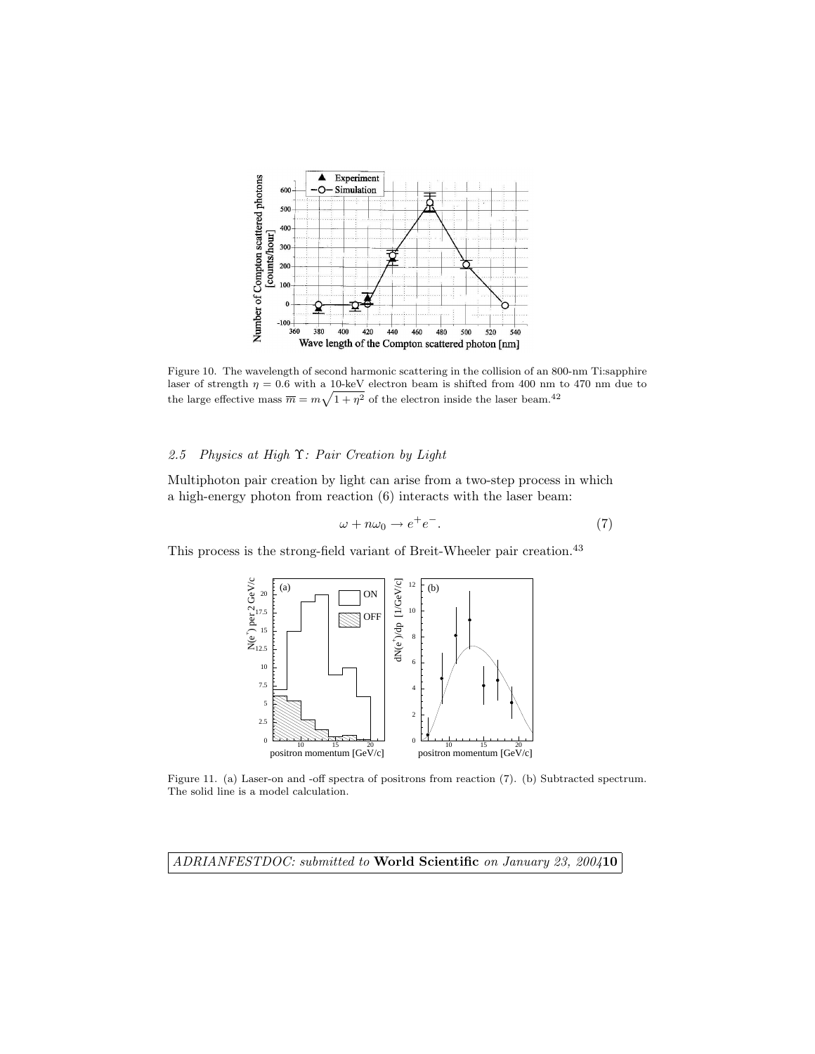Figure 10. The wavelength of second harmonic scattering in the collision of an 800-nm Ti:sapphire laser of strength $\eta = 0.6$ with a 10-keV electron beam is shifted from 400 nm to 470 nm due to the large effective mass $\overline{m} = m\sqrt{1+\eta^2}$ of the electron inside the laser beam.[42]

### 2.5 Physics at High $\Upsilon$: Pair Creation by Light

Multiphoton pair creation by light can arise from a two-step process in which a high-energy photon from reaction (6) interacts with the laser beam:

$$\omega + n\omega_0 \to e^+e^-. \tag{7}$$

This process is the strong-field variant of Breit-Wheeler pair creation.[43]

Figure 11. (a) Laser-on and -off spectra of positrons from reaction (7). (b) Subtracted spectrum. The solid line is a model calculation.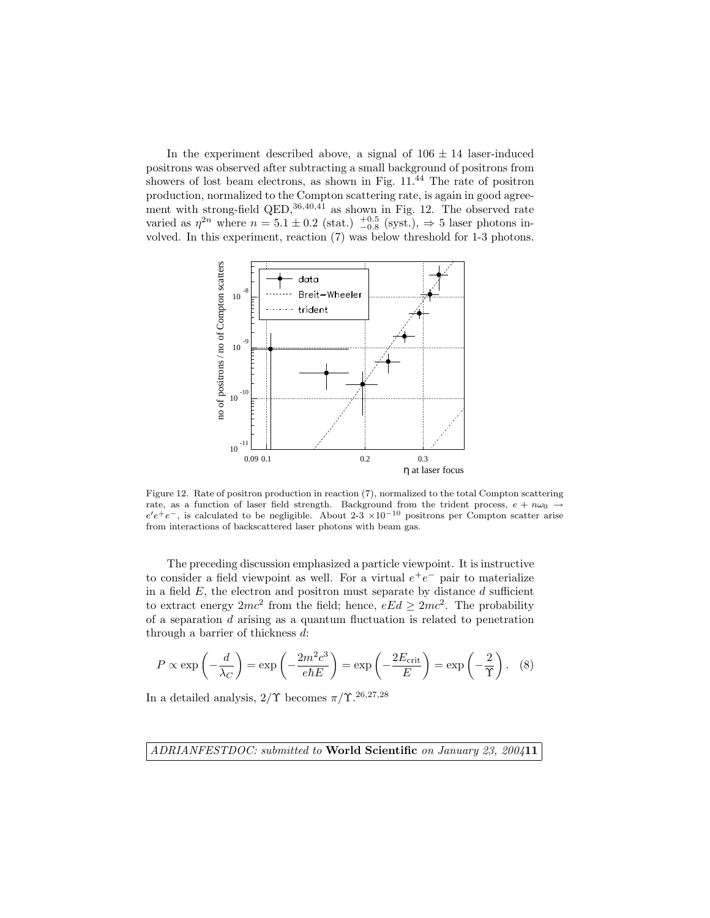In the experiment described above, a signal of $106 \pm 14$ laser-induced positrons was observed after subtracting a small background of positrons from showers of lost beam electrons, as shown in Fig. 11.[44] The rate of positron production, normalized to the Compton scattering rate, is again in good agreement with strong-field QED,[36,40,41] as shown in Fig. 12. The observed rate varied as $\eta^{2n}$ where $n = 5.1 \pm 0.2$ (stat.) $^{+0.5}_{-0.8}$ (syst.), $\Rightarrow$ 5 laser photons involved. In this experiment, reaction (7) was below threshold for 1-3 photons.

Figure 12. Rate of positron production in reaction (7), normalized to the total Compton scattering rate, as a function of laser field strength. Background from the trident process, $e + n\omega_0 \to e'e^+e^-$, is calculated to be negligible. About 2-3 $\times 10^{-10}$ positrons per Compton scatter arise from interactions of backscattered laser photons with beam gas.

The preceding discussion emphasized a particle viewpoint. It is instructive to consider a field viewpoint as well. For a virtual $e^+e^-$ pair to materialize in a field $E$, the electron and positron must separate by distance $d$ sufficient to extract energy $2mc^2$ from the field; hence, $eEd \geq 2mc^2$. The probability of a separation $d$ arising as a quantum fluctuation is related to penetration through a barrier of thickness $d$:

$$P \propto \exp\left(-\frac{d}{\lambda_C}\right) = \exp\left(-\frac{2m^2c^3}{e\hbar E}\right) = \exp\left(-\frac{2E_{\rm crit}}{E}\right) = \exp\left(-\frac{2}{\Upsilon}\right). \quad (8)$$

In a detailed analysis, $2/\Upsilon$ becomes $\pi/\Upsilon$.[26,27,28]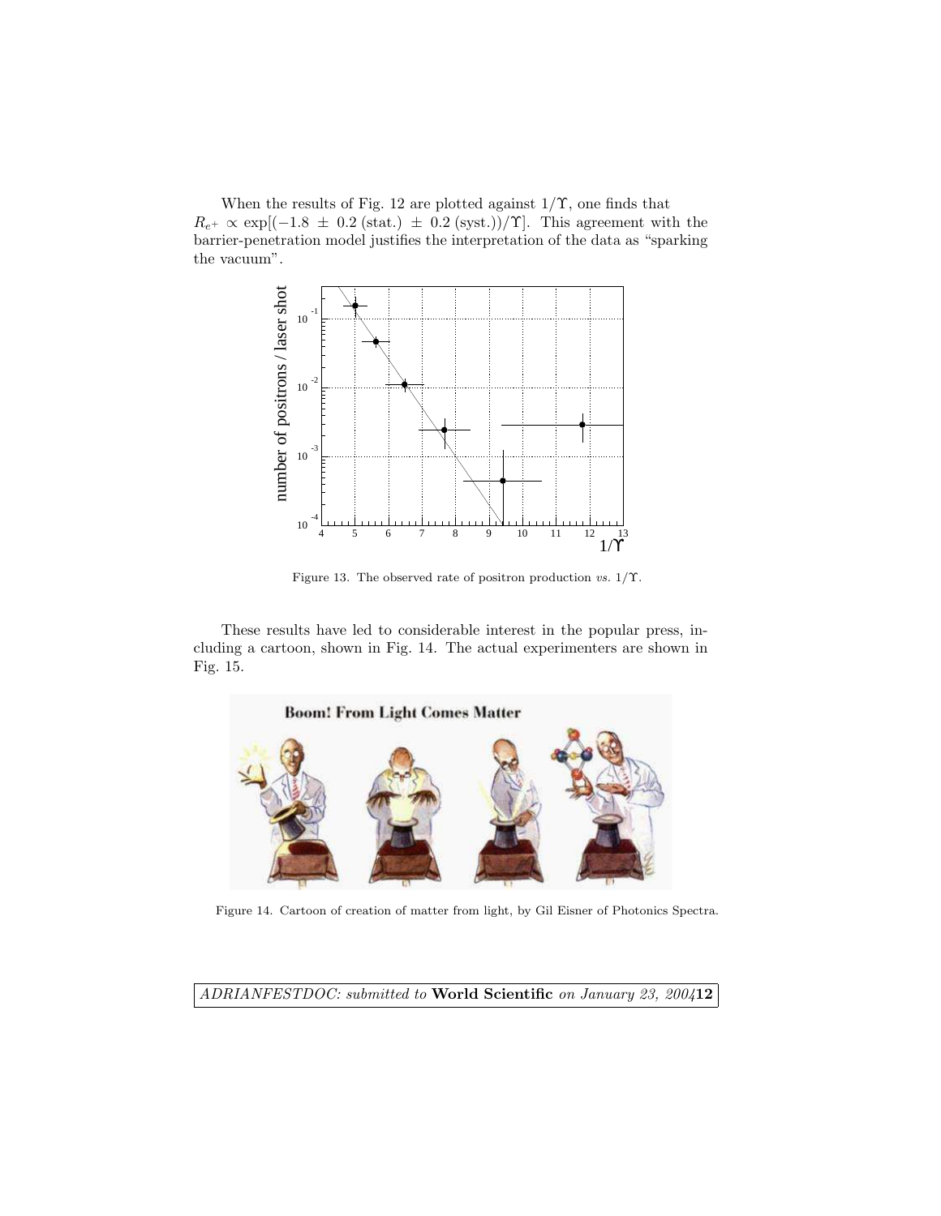When the results of Fig. 12 are plotted against $1/\Upsilon$, one finds that $R_{e^+} \propto \exp[(-1.8 \pm 0.2\,(\text{stat.}) \pm 0.2\,(\text{syst.}))/\Upsilon]$. This agreement with the barrier-penetration model justifies the interpretation of the data as "sparking the vacuum".

Figure 13. The observed rate of positron production *vs.* $1/\Upsilon$.

These results have led to considerable interest in the popular press, including a cartoon, shown in Fig. 14. The actual experimenters are shown in Fig. 15.

Figure 14. Cartoon of creation of matter from light, by Gil Eisner of Photonics Spectra.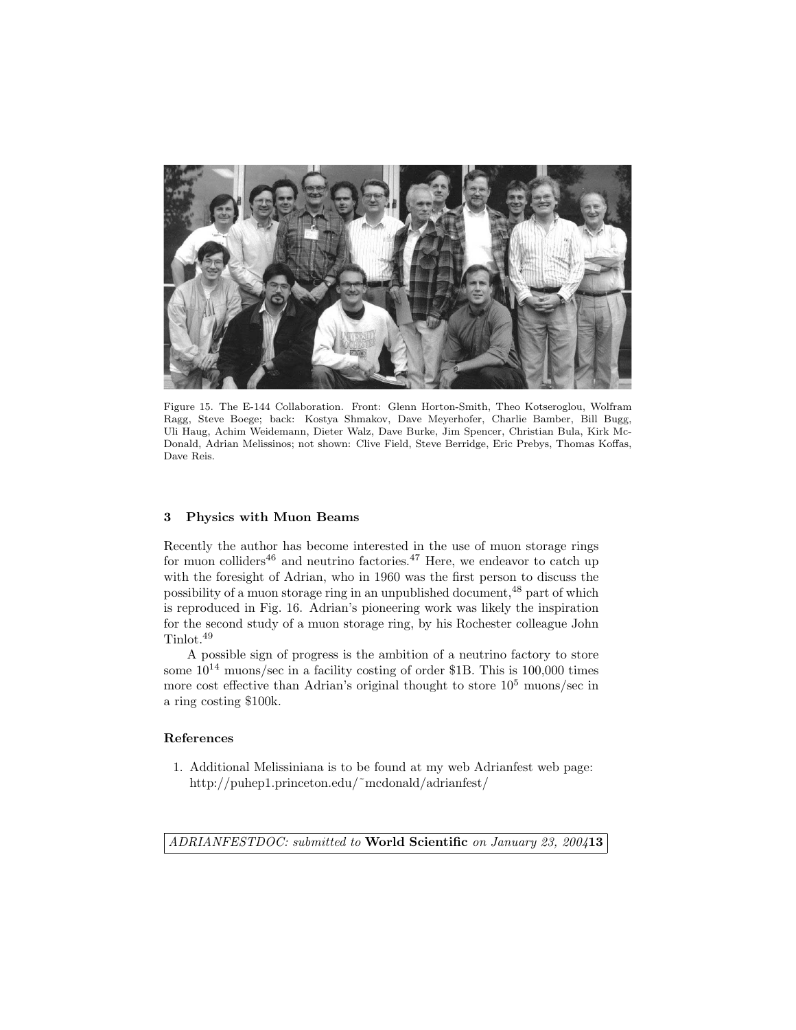Figure 15. The E-144 Collaboration. Front: Glenn Horton-Smith, Theo Kotseroglou, Wolfram Ragg, Steve Boege; back: Kostya Shmakov, Dave Meyerhofer, Charlie Bamber, Bill Bugg, Uli Haug, Achim Weidemann, Dieter Walz, Dave Burke, Jim Spencer, Christian Bula, Kirk McDonald, Adrian Melissinos; not shown: Clive Field, Steve Berridge, Eric Prebys, Thomas Koffas, Dave Reis.

## 3 Physics with Muon Beams

Recently the author has become interested in the use of muon storage rings for muon colliders[46] and neutrino factories.[47] Here, we endeavor to catch up with the foresight of Adrian, who in 1960 was the first person to discuss the possibility of a muon storage ring in an unpublished document,[48] part of which is reproduced in Fig. 16. Adrian's pioneering work was likely the inspiration for the second study of a muon storage ring, by his Rochester colleague John Tinlot.[49]

A possible sign of progress is the ambition of a neutrino factory to store some $10^{14}$ muons/sec in a facility costing of order \$1B. This is 100,000 times more cost effective than Adrian's original thought to store $10^5$ muons/sec in a ring costing \$100k.

### References

1. Additional Melissiniana is to be found at my web Adrianfest web page: http://puhep1.princeton.edu/˜mcdonald/adrianfest/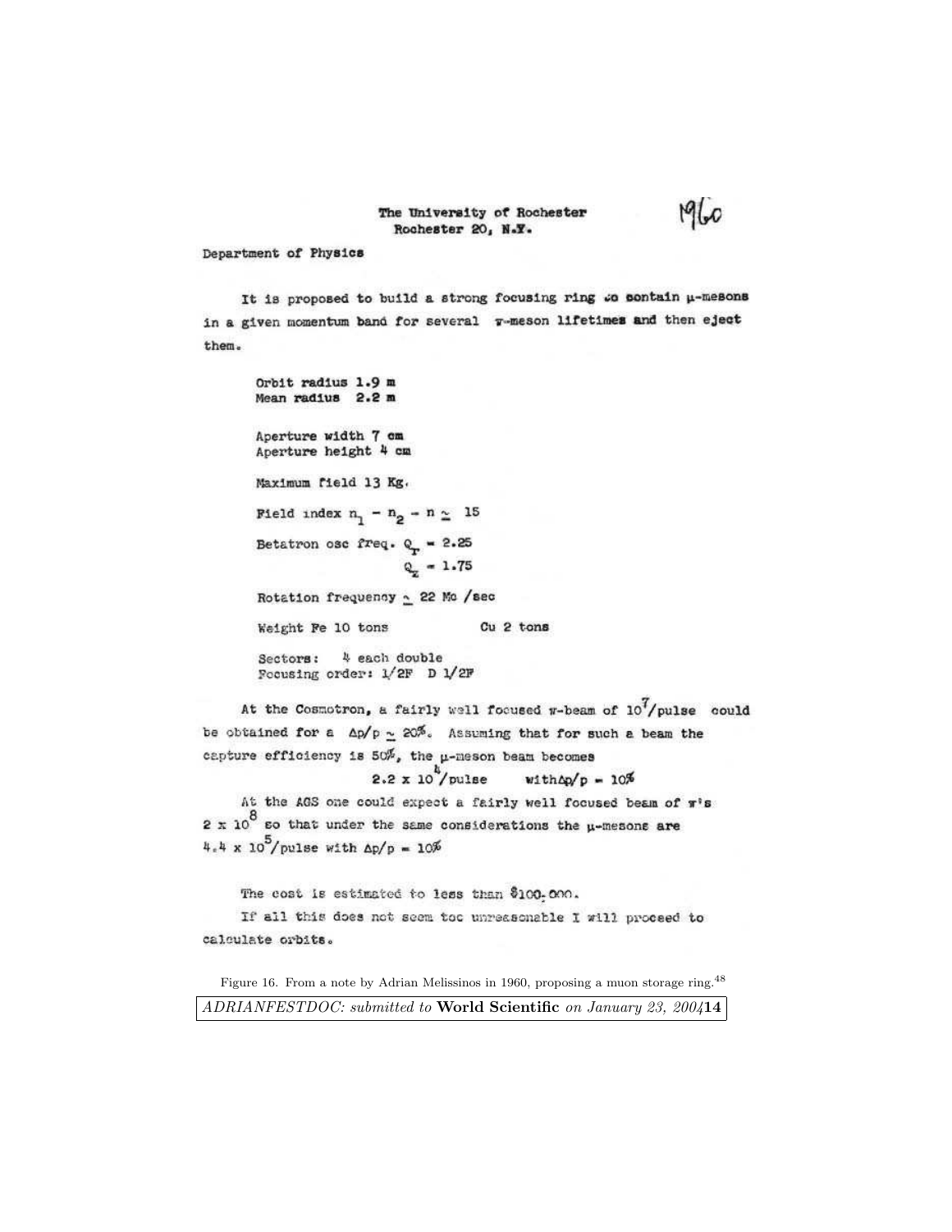The University of Rochester
Rochester 20, N.Y.

1960

Department of Physics

It is proposed to build a strong focusing ring to contain μ-mesons in a given momentum band for several π-meson lifetimes and then eject them.

Orbit radius 1.9 m
Mean radius 2.2 m

Aperture width 7 cm
Aperture height 4 cm

Maximum field 13 Kg.

Field index $n_1 - n_2 - n \simeq 15$

Betatron osc freq. $Q_r = 2.25$
$Q_z = 1.75$

Rotation frequency ~ 22 Mc /sec

Weight Fe 10 tons    Cu 2 tons

Sectors: 4 each double
Focusing order: 1/2F D 1/2F

At the Cosmotron, a fairly well focused π-beam of $10^7$/pulse could be obtained for a $\Delta p/p \simeq 20\%$. Assuming that for such a beam the capture efficiency is 50%, the μ-meson beam becomes

$2.2 \times 10^4$/pulse with $\Delta p/p = 10\%$

At the AGS one could expect a fairly well focused beam of π's $2 \times 10^8$ so that under the same considerations the μ-mesons are $4.4 \times 10^5$/pulse with $\Delta p/p = 10\%$

The cost is estimated to less than \$100.000.

If all this does not seem too unreasonable I will proceed to calculate orbits.

Figure 16. From a note by Adrian Melissinos in 1960, proposing a muon storage ring.[48]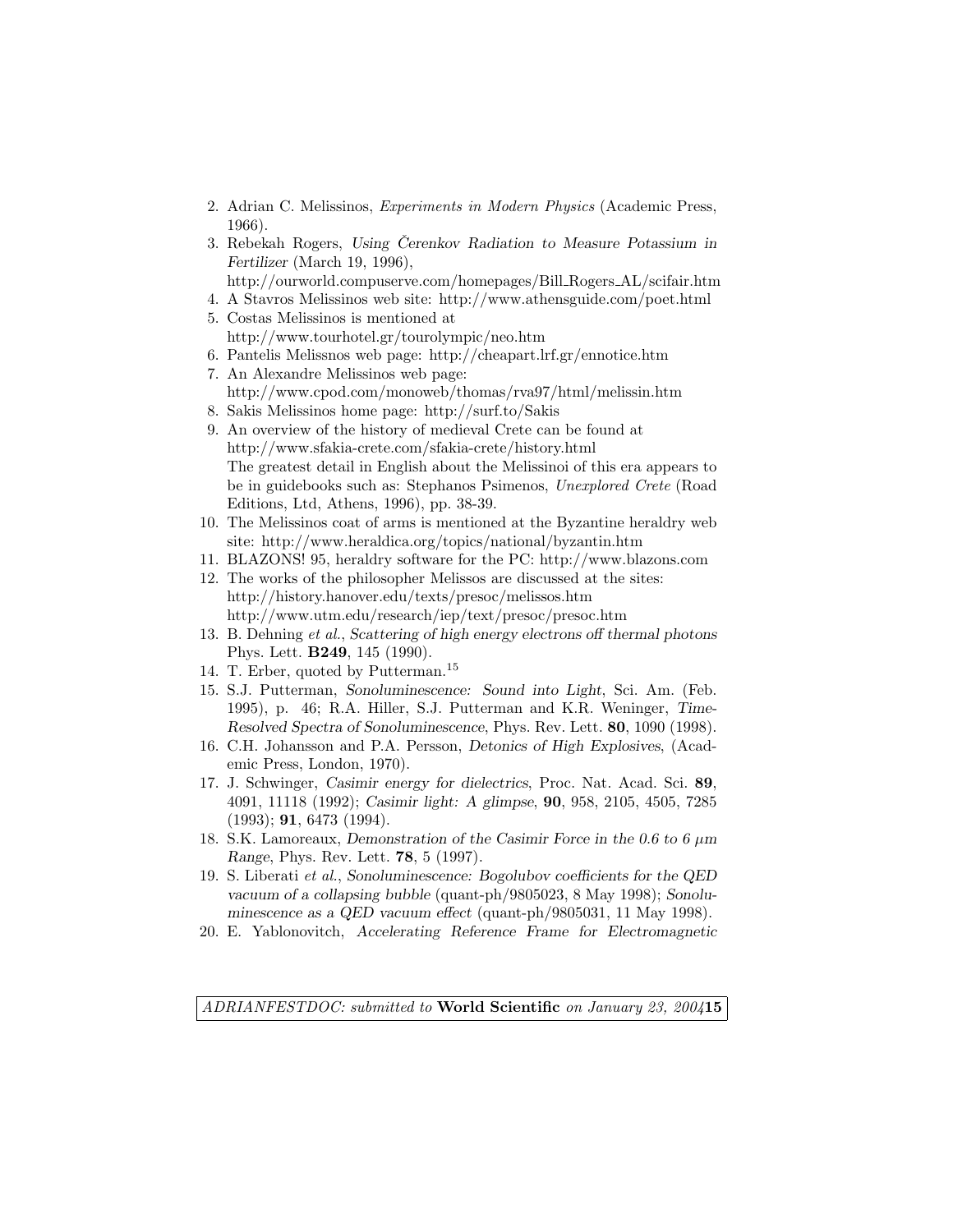2. Adrian C. Melissinos, *Experiments in Modern Physics* (Academic Press, 1966).
3. Rebekah Rogers, *Using Čerenkov Radiation to Measure Potassium in Fertilizer* (March 19, 1996), http://ourworld.compuserve.com/homepages/Bill_Rogers_AL/scifair.htm
4. A Stavros Melissinos web site: http://www.athensguide.com/poet.html
5. Costas Melissinos is mentioned at http://www.tourhotel.gr/tourolympic/neo.htm
6. Pantelis Melissnos web page: http://cheapart.lrf.gr/ennotice.htm
7. An Alexandre Melissinos web page: http://www.cpod.com/monoweb/thomas/rva97/html/melissin.htm
8. Sakis Melissinos home page: http://surf.to/Sakis
9. An overview of the history of medieval Crete can be found at http://www.sfakia-crete.com/sfakia-crete/history.html
   The greatest detail in English about the Melissinoi of this era appears to be in guidebooks such as: Stephanos Psimenos, *Unexplored Crete* (Road Editions, Ltd, Athens, 1996), pp. 38-39.
10. The Melissinos coat of arms is mentioned at the Byzantine heraldry web site: http://www.heraldica.org/topics/national/byzantin.htm
11. BLAZONS! 95, heraldry software for the PC: http://www.blazons.com
12. The works of the philosopher Melissos are discussed at the sites: http://history.hanover.edu/texts/presoc/melissos.htm
    http://www.utm.edu/research/iep/text/presoc/presoc.htm
13. B. Dehning *et al.*, *Scattering of high energy electrons off thermal photons* Phys. Lett. **B249**, 145 (1990).
14. T. Erber, quoted by Putterman.[15]
15. S.J. Putterman, *Sonoluminescence: Sound into Light*, Sci. Am. (Feb. 1995), p. 46; R.A. Hiller, S.J. Putterman and K.R. Weninger, *Time-Resolved Spectra of Sonoluminescence*, Phys. Rev. Lett. **80**, 1090 (1998).
16. C.H. Johansson and P.A. Persson, *Detonics of High Explosives*, (Academic Press, London, 1970).
17. J. Schwinger, *Casimir energy for dielectrics*, Proc. Nat. Acad. Sci. **89**, 4091, 11118 (1992); *Casimir light: A glimpse*, **90**, 958, 2105, 4505, 7285 (1993); **91**, 6473 (1994).
18. S.K. Lamoreaux, *Demonstration of the Casimir Force in the 0.6 to 6 μm Range*, Phys. Rev. Lett. **78**, 5 (1997).
19. S. Liberati *et al.*, *Sonoluminescence: Bogolubov coefficients for the QED vacuum of a collapsing bubble* (quant-ph/9805023, 8 May 1998); *Sonoluminescence as a QED vacuum effect* (quant-ph/9805031, 11 May 1998).
20. E. Yablonovitch, *Accelerating Reference Frame for Electromagnetic*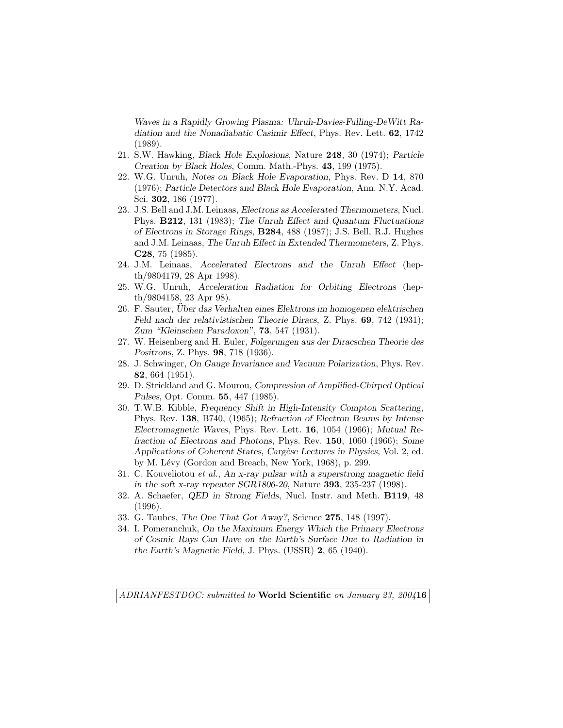*Waves in a Rapidly Growing Plasma: Uhruh-Davies-Fulling-DeWitt Radiation and the Nonadiabatic Casimir Effect*, Phys. Rev. Lett. **62**, 1742 (1989).

21. S.W. Hawking, *Black Hole Explosions*, Nature **248**, 30 (1974); *Particle Creation by Black Holes*, Comm. Math.-Phys. **43**, 199 (1975).
22. W.G. Unruh, *Notes on Black Hole Evaporation*, Phys. Rev. D **14**, 870 (1976); *Particle Detectors and Black Hole Evaporation*, Ann. N.Y. Acad. Sci. **302**, 186 (1977).
23. J.S. Bell and J.M. Leinaas, *Electrons as Accelerated Thermometers*, Nucl. Phys. **B212**, 131 (1983); *The Unruh Effect and Quantum Fluctuations of Electrons in Storage Rings*, **B284**, 488 (1987); J.S. Bell, R.J. Hughes and J.M. Leinaas, *The Unruh Effect in Extended Thermometers*, Z. Phys. **C28**, 75 (1985).
24. J.M. Leinaas, *Accelerated Electrons and the Unruh Effect* (hep-th/9804179, 28 Apr 1998).
25. W.G. Unruh, *Acceleration Radiation for Orbiting Electrons* (hep-th/9804158, 23 Apr 98).
26. F. Sauter, *Über das Verhalten eines Elektrons im homogenen elektrischen Feld nach der relativistischen Theorie Diracs*, Z. Phys. **69**, 742 (1931); *Zum "Kleinschen Paradoxon"*, **73**, 547 (1931).
27. W. Heisenberg and H. Euler, *Folgerungen aus der Diracschen Theorie des Positrons*, Z. Phys. **98**, 718 (1936).
28. J. Schwinger, *On Gauge Invariance and Vacuum Polarization*, Phys. Rev. **82**, 664 (1951).
29. D. Strickland and G. Mourou, *Compression of Amplified-Chirped Optical Pulses*, Opt. Comm. **55**, 447 (1985).
30. T.W.B. Kibble, *Frequency Shift in High-Intensity Compton Scattering*, Phys. Rev. **138**, B740, (1965); *Refraction of Electron Beams by Intense Electromagnetic Waves*, Phys. Rev. Lett. **16**, 1054 (1966); *Mutual Refraction of Electrons and Photons*, Phys. Rev. **150**, 1060 (1966); *Some Applications of Coherent States*, *Cargèse Lectures in Physics*, Vol. 2, ed. by M. Lévy (Gordon and Breach, New York, 1968), p. 299.
31. C. Kouveliotou *et al.*, *An x-ray pulsar with a superstrong magnetic field in the soft x-ray repeater SGR1806-20*, Nature **393**, 235-237 (1998).
32. A. Schaefer, *QED in Strong Fields*, Nucl. Instr. and Meth. **B119**, 48 (1996).
33. G. Taubes, *The One That Got Away?*, Science **275**, 148 (1997).
34. I. Pomeranchuk, *On the Maximum Energy Which the Primary Electrons of Cosmic Rays Can Have on the Earth's Surface Due to Radiation in the Earth's Magnetic Field*, J. Phys. (USSR) **2**, 65 (1940).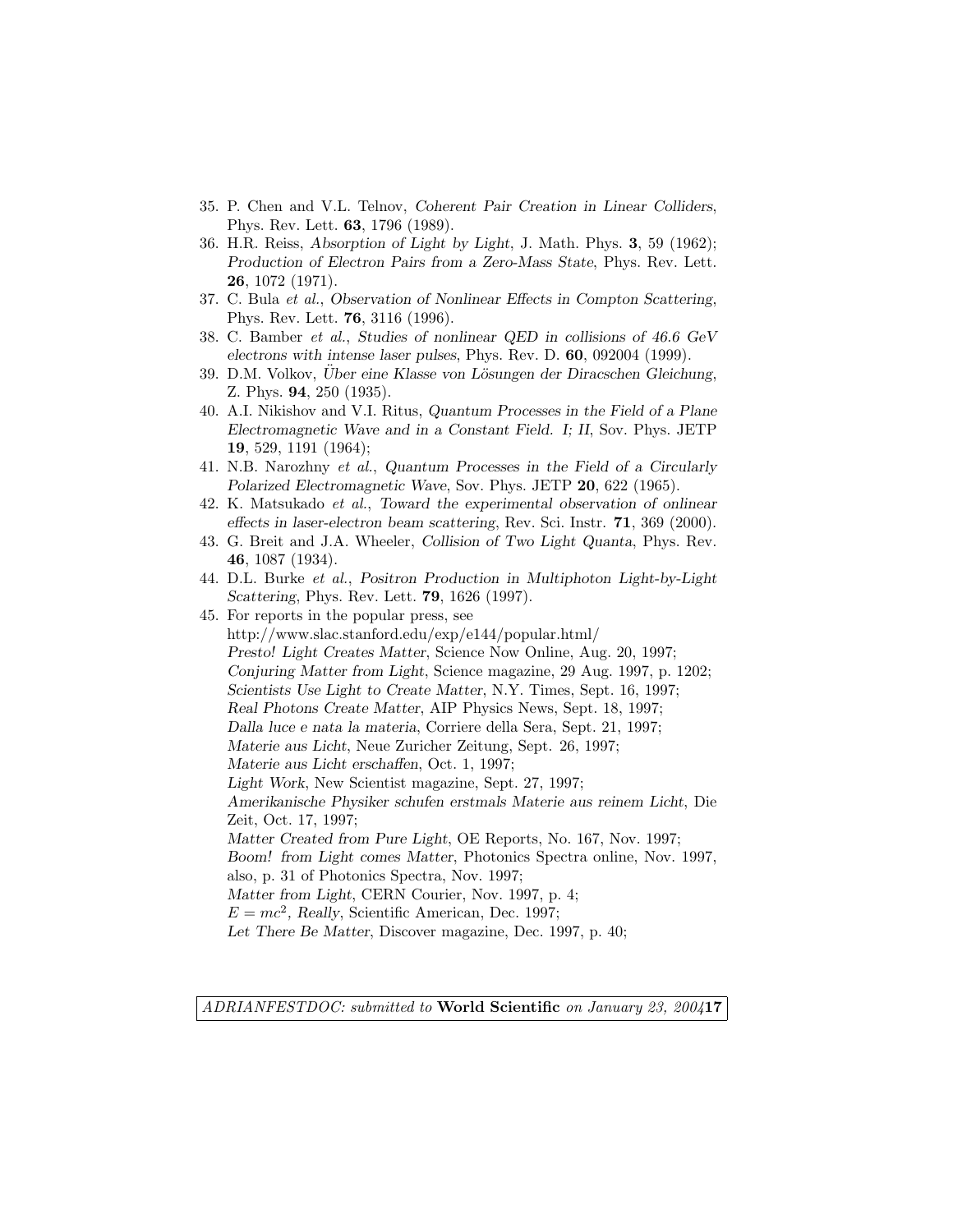35. P. Chen and V.L. Telnov, *Coherent Pair Creation in Linear Colliders*, Phys. Rev. Lett. **63**, 1796 (1989).
36. H.R. Reiss, *Absorption of Light by Light*, J. Math. Phys. **3**, 59 (1962); *Production of Electron Pairs from a Zero-Mass State*, Phys. Rev. Lett. **26**, 1072 (1971).
37. C. Bula *et al.*, *Observation of Nonlinear Effects in Compton Scattering*, Phys. Rev. Lett. **76**, 3116 (1996).
38. C. Bamber *et al.*, *Studies of nonlinear QED in collisions of 46.6 GeV electrons with intense laser pulses*, Phys. Rev. D. **60**, 092004 (1999).
39. D.M. Volkov, *Über eine Klasse von Lösungen der Diracschen Gleichung*, Z. Phys. **94**, 250 (1935).
40. A.I. Nikishov and V.I. Ritus, *Quantum Processes in the Field of a Plane Electromagnetic Wave and in a Constant Field. I; II*, Sov. Phys. JETP **19**, 529, 1191 (1964);
41. N.B. Narozhny *et al.*, *Quantum Processes in the Field of a Circularly Polarized Electromagnetic Wave*, Sov. Phys. JETP **20**, 622 (1965).
42. K. Matsukado *et al.*, *Toward the experimental observation of onlinear effects in laser-electron beam scattering*, Rev. Sci. Instr. **71**, 369 (2000).
43. G. Breit and J.A. Wheeler, *Collision of Two Light Quanta*, Phys. Rev. **46**, 1087 (1934).
44. D.L. Burke *et al.*, *Positron Production in Multiphoton Light-by-Light Scattering*, Phys. Rev. Lett. **79**, 1626 (1997).
45. For reports in the popular press, see
    http://www.slac.stanford.edu/exp/e144/popular.html/
    *Presto! Light Creates Matter*, Science Now Online, Aug. 20, 1997;
    *Conjuring Matter from Light*, Science magazine, 29 Aug. 1997, p. 1202;
    *Scientists Use Light to Create Matter*, N.Y. Times, Sept. 16, 1997;
    *Real Photons Create Matter*, AIP Physics News, Sept. 18, 1997;
    *Dalla luce e nata la materia*, Corriere della Sera, Sept. 21, 1997;
    *Materie aus Licht*, Neue Zuricher Zeitung, Sept. 26, 1997;
    *Materie aus Licht erschaffen*, Oct. 1, 1997;
    *Light Work*, New Scientist magazine, Sept. 27, 1997;
    *Amerikanische Physiker schufen erstmals Materie aus reinem Licht*, Die Zeit, Oct. 17, 1997;
    *Matter Created from Pure Light*, OE Reports, No. 167, Nov. 1997;
    *Boom! from Light comes Matter*, Photonics Spectra online, Nov. 1997, also, p. 31 of Photonics Spectra, Nov. 1997;
    *Matter from Light*, CERN Courier, Nov. 1997, p. 4;
    *$E = mc^2$, Really*, Scientific American, Dec. 1997;
    *Let There Be Matter*, Discover magazine, Dec. 1997, p. 40;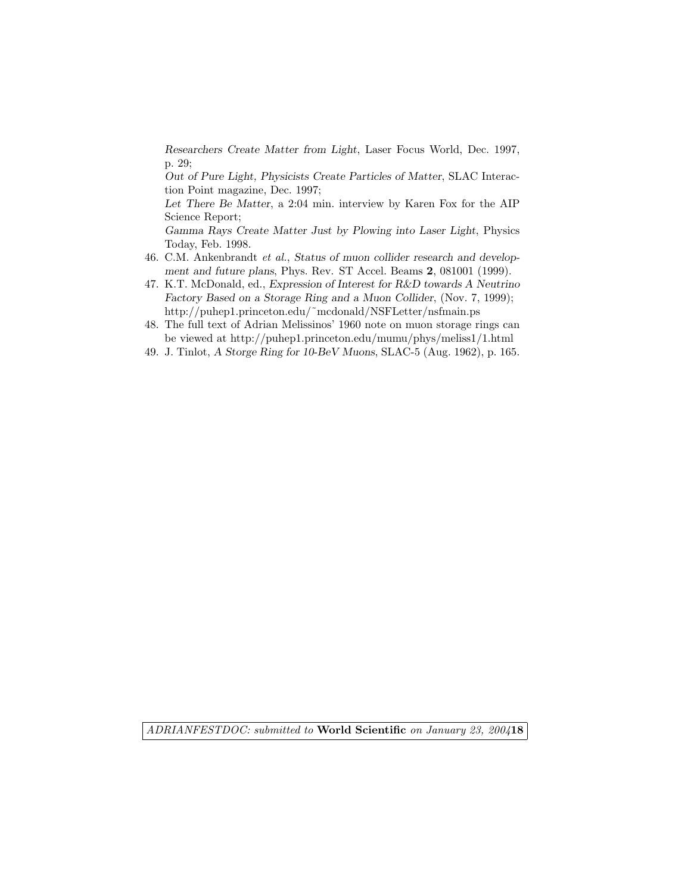*Researchers Create Matter from Light*, Laser Focus World, Dec. 1997, p. 29;
*Out of Pure Light, Physicists Create Particles of Matter*, SLAC Interaction Point magazine, Dec. 1997;
*Let There Be Matter*, a 2:04 min. interview by Karen Fox for the AIP Science Report;
*Gamma Rays Create Matter Just by Plowing into Laser Light*, Physics Today, Feb. 1998.

46. C.M. Ankenbrandt *et al.*, *Status of muon collider research and development and future plans*, Phys. Rev. ST Accel. Beams **2**, 081001 (1999).
47. K.T. McDonald, ed., *Expression of Interest for R&D towards A Neutrino Factory Based on a Storage Ring and a Muon Collider*, (Nov. 7, 1999); http://puhep1.princeton.edu/~mcdonald/NSFLetter/nsfmain.ps
48. The full text of Adrian Melissinos' 1960 note on muon storage rings can be viewed at http://puhep1.princeton.edu/mumu/phys/meliss1/1.html
49. J. Tinlot, *A Storge Ring for 10-BeV Muons*, SLAC-5 (Aug. 1962), p. 165.